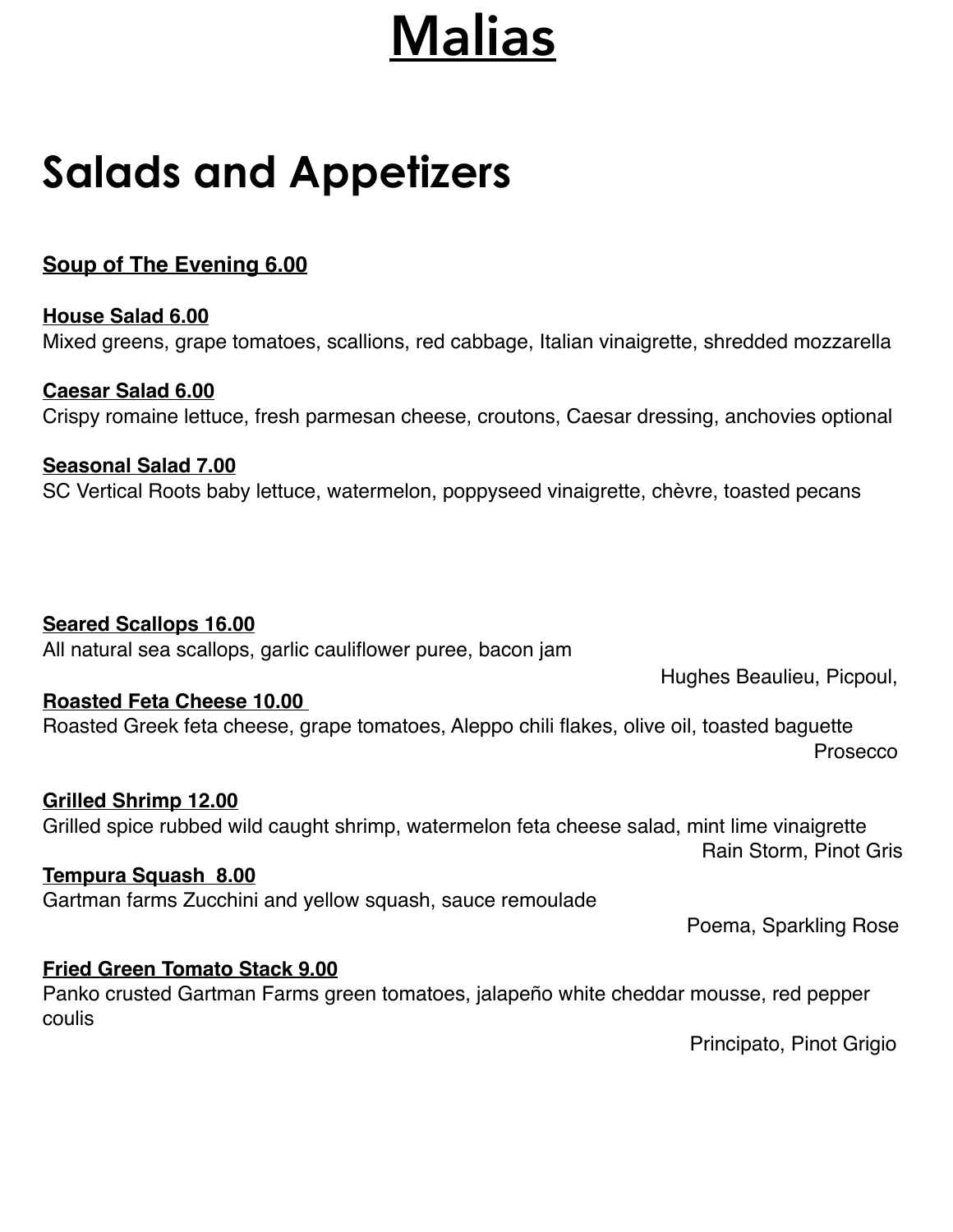# Malias

## Salads and Appetizers

**Soup of The Evening 6.00**

**House Salad 6.00**
Mixed greens, grape tomatoes, scallions, red cabbage, Italian vinaigrette, shredded mozzarella

**Caesar Salad 6.00**
Crispy romaine lettuce, fresh parmesan cheese, croutons, Caesar dressing, anchovies optional

**Seasonal Salad 7.00**
SC Vertical Roots baby lettuce, watermelon, poppyseed vinaigrette, chèvre, toasted pecans

**Seared Scallops 16.00**
All natural sea scallops, garlic cauliflower puree, bacon jam
Hughes Beaulieu, Picpoul,

**Roasted Feta Cheese 10.00**
Roasted Greek feta cheese, grape tomatoes, Aleppo chili flakes, olive oil, toasted baguette
Prosecco

**Grilled Shrimp 12.00**
Grilled spice rubbed wild caught shrimp, watermelon feta cheese salad, mint lime vinaigrette
Rain Storm, Pinot Gris

**Tempura Squash 8.00**
Gartman farms Zucchini and yellow squash, sauce remoulade
Poema, Sparkling Rose

**Fried Green Tomato Stack 9.00**
Panko crusted Gartman Farms green tomatoes, jalapeño white cheddar mousse, red pepper coulis
Principato, Pinot Grigio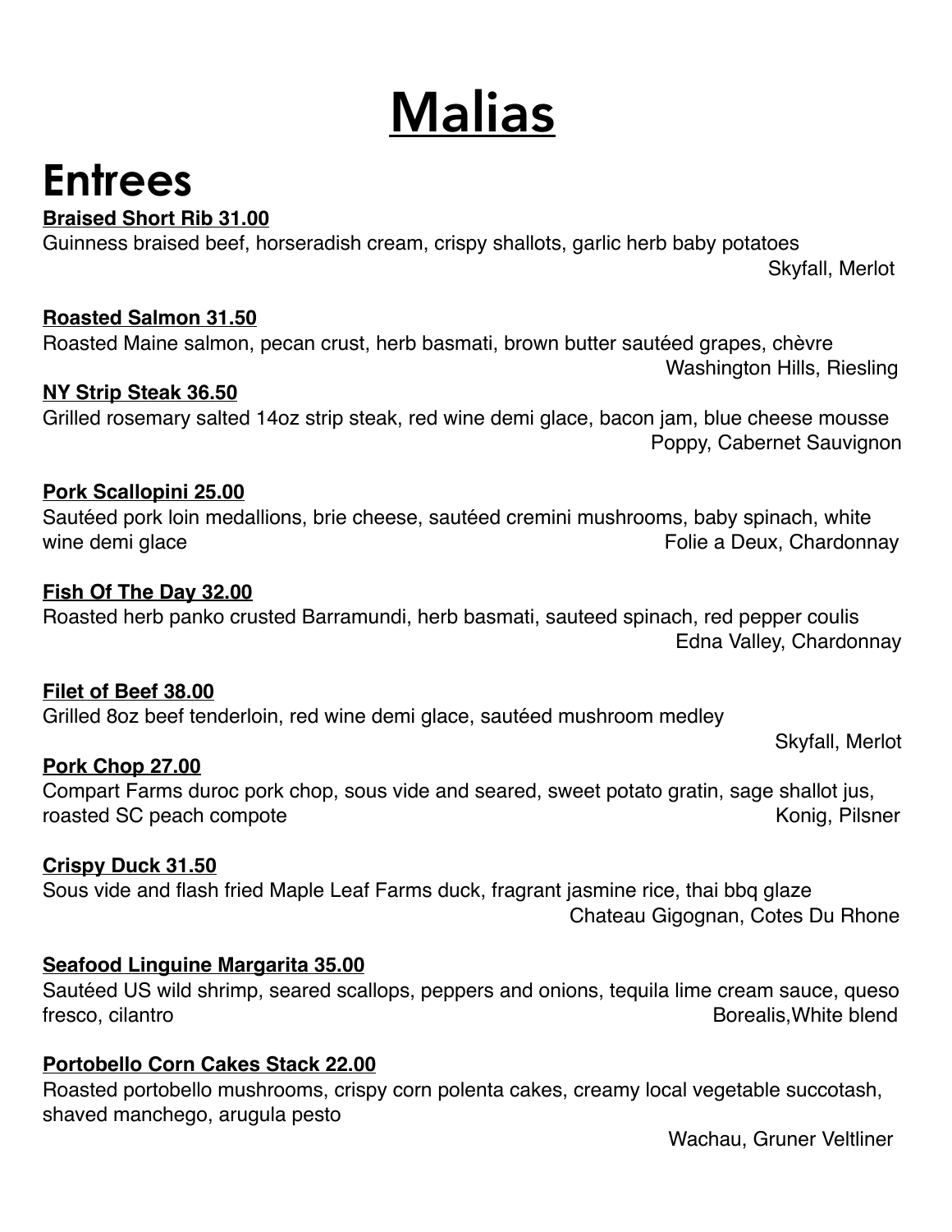# Malias

## Entrees

**Braised Short Rib 31.00**
Guinness braised beef, horseradish cream, crispy shallots, garlic herb baby potatoes
Skyfall, Merlot

**Roasted Salmon 31.50**
Roasted Maine salmon, pecan crust, herb basmati, brown butter sautéed grapes, chèvre
Washington Hills, Riesling

**NY Strip Steak 36.50**
Grilled rosemary salted 14oz strip steak, red wine demi glace, bacon jam, blue cheese mousse
Poppy, Cabernet Sauvignon

**Pork Scallopini 25.00**
Sautéed pork loin medallions, brie cheese, sautéed cremini mushrooms, baby spinach, white wine demi glace
Folie a Deux, Chardonnay

**Fish Of The Day 32.00**
Roasted herb panko crusted Barramundi, herb basmati, sauteed spinach, red pepper coulis
Edna Valley, Chardonnay

**Filet of Beef 38.00**
Grilled 8oz beef tenderloin, red wine demi glace, sautéed mushroom medley
Skyfall, Merlot

**Pork Chop 27.00**
Compart Farms duroc pork chop, sous vide and seared, sweet potato gratin, sage shallot jus, roasted SC peach compote
Konig, Pilsner

**Crispy Duck 31.50**
Sous vide and flash fried Maple Leaf Farms duck, fragrant jasmine rice, thai bbq glaze
Chateau Gigognan, Cotes Du Rhone

**Seafood Linguine Margarita 35.00**
Sautéed US wild shrimp, seared scallops, peppers and onions, tequila lime cream sauce, queso fresco, cilantro
Borealis,White blend

**Portobello Corn Cakes Stack 22.00**
Roasted portobello mushrooms, crispy corn polenta cakes, creamy local vegetable succotash, shaved manchego, arugula pesto
Wachau, Gruner Veltliner